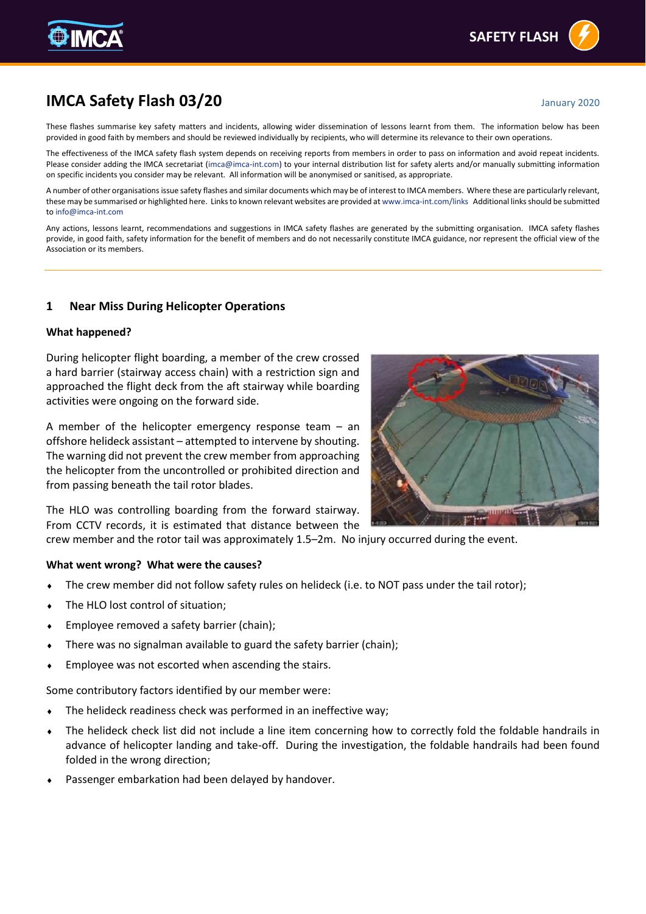# IMCA Safety Flash 03/20

January 2020

These flashes summarise key safety matters and incidents, allowing wider dissemination of lessons learnt from them. The information below has been provided in good faith by members and should be reviewed individually by recipients, who will determine its relevance to their own operations.

The effectiveness of the IMCA safety flash system depends on receiving reports from members in order to pass on information and avoid repeat incidents. Please consider adding the IMCA secretariat (imca@imca-int.com) to your internal distribution list for safety alerts and/or manually submitting information on specific incidents you consider may be relevant. All information will be anonymised or sanitised, as appropriate.

A number of other organisations issue safety flashes and similar documents which may be of interest to IMCA members. Where these are particularly relevant, these may be summarised or highlighted here. Links to known relevant websites are provided at www.imca-int.com/links Additional links should be submitted to info@imca-int.com

Any actions, lessons learnt, recommendations and suggestions in IMCA safety flashes are generated by the submitting organisation. IMCA safety flashes provide, in good faith, safety information for the benefit of members and do not necessarily constitute IMCA guidance, nor represent the official view of the Association or its members.

---

## 1 Near Miss During Helicopter Operations

### What happened?

During helicopter flight boarding, a member of the crew crossed a hard barrier (stairway access chain) with a restriction sign and approached the flight deck from the aft stairway while boarding activities were ongoing on the forward side.

A member of the helicopter emergency response team – an offshore helideck assistant – attempted to intervene by shouting. The warning did not prevent the crew member from approaching the helicopter from the uncontrolled or prohibited direction and from passing beneath the tail rotor blades.

The HLO was controlling boarding from the forward stairway. From CCTV records, it is estimated that distance between the crew member and the rotor tail was approximately 1.5–2m. No injury occurred during the event.

### What went wrong? What were the causes?

- The crew member did not follow safety rules on helideck (i.e. to NOT pass under the tail rotor);
- The HLO lost control of situation;
- Employee removed a safety barrier (chain);
- There was no signalman available to guard the safety barrier (chain);
- Employee was not escorted when ascending the stairs.

Some contributory factors identified by our member were:

- The helideck readiness check was performed in an ineffective way;
- The helideck check list did not include a line item concerning how to correctly fold the foldable handrails in advance of helicopter landing and take-off. During the investigation, the foldable handrails had been found folded in the wrong direction;
- Passenger embarkation had been delayed by handover.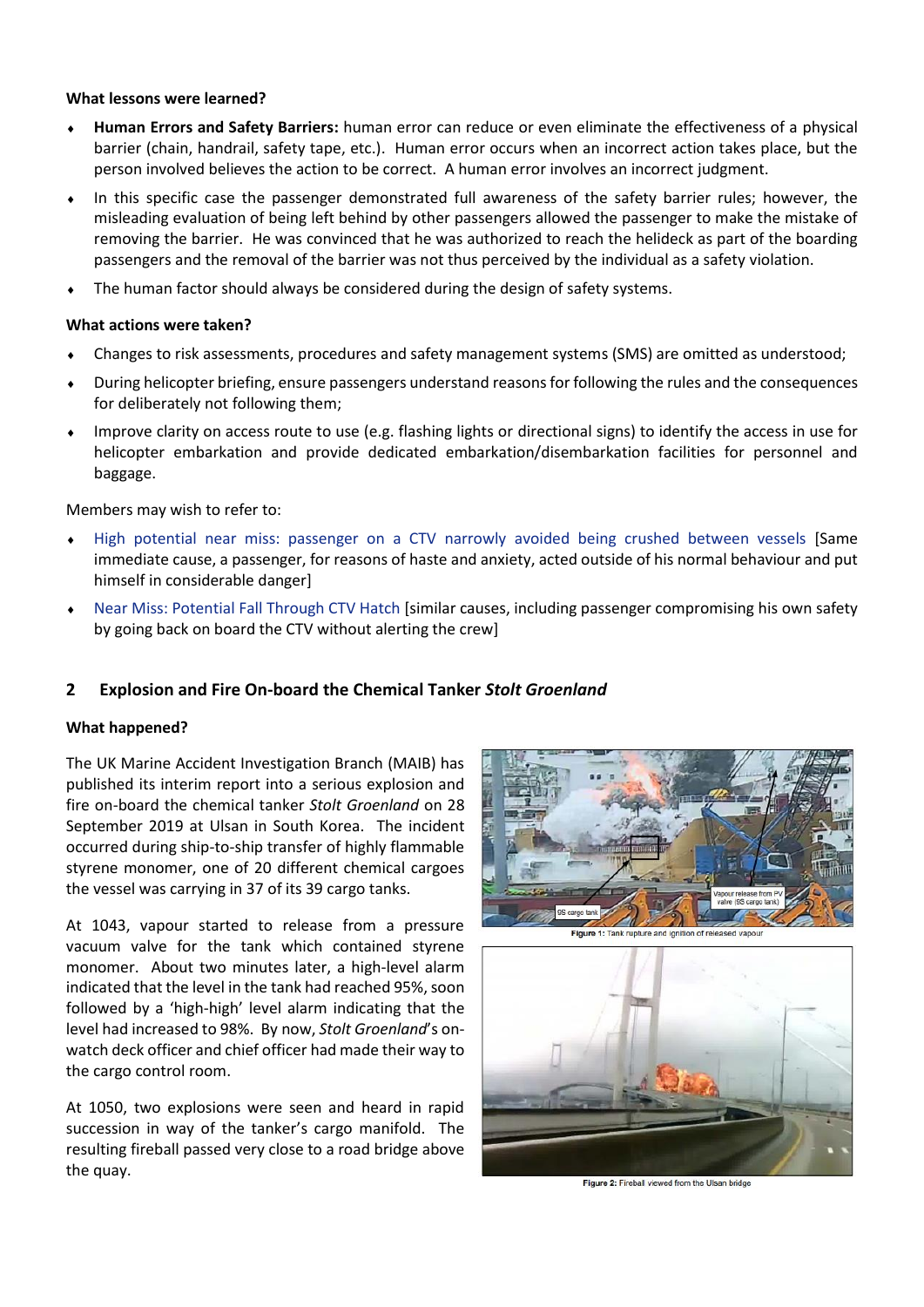**What lessons were learned?**

- **Human Errors and Safety Barriers:** human error can reduce or even eliminate the effectiveness of a physical barrier (chain, handrail, safety tape, etc.). Human error occurs when an incorrect action takes place, but the person involved believes the action to be correct. A human error involves an incorrect judgment.
- In this specific case the passenger demonstrated full awareness of the safety barrier rules; however, the misleading evaluation of being left behind by other passengers allowed the passenger to make the mistake of removing the barrier. He was convinced that he was authorized to reach the helideck as part of the boarding passengers and the removal of the barrier was not thus perceived by the individual as a safety violation.
- The human factor should always be considered during the design of safety systems.

**What actions were taken?**

- Changes to risk assessments, procedures and safety management systems (SMS) are omitted as understood;
- During helicopter briefing, ensure passengers understand reasons for following the rules and the consequences for deliberately not following them;
- Improve clarity on access route to use (e.g. flashing lights or directional signs) to identify the access in use for helicopter embarkation and provide dedicated embarkation/disembarkation facilities for personnel and baggage.

Members may wish to refer to:

- High potential near miss: passenger on a CTV narrowly avoided being crushed between vessels [Same immediate cause, a passenger, for reasons of haste and anxiety, acted outside of his normal behaviour and put himself in considerable danger]
- Near Miss: Potential Fall Through CTV Hatch [similar causes, including passenger compromising his own safety by going back on board the CTV without alerting the crew]

## 2 Explosion and Fire On-board the Chemical Tanker *Stolt Groenland*

**What happened?**

The UK Marine Accident Investigation Branch (MAIB) has published its interim report into a serious explosion and fire on-board the chemical tanker *Stolt Groenland* on 28 September 2019 at Ulsan in South Korea. The incident occurred during ship-to-ship transfer of highly flammable styrene monomer, one of 20 different chemical cargoes the vessel was carrying in 37 of its 39 cargo tanks.

At 1043, vapour started to release from a pressure vacuum valve for the tank which contained styrene monomer. About two minutes later, a high-level alarm indicated that the level in the tank had reached 95%, soon followed by a 'high-high' level alarm indicating that the level had increased to 98%. By now, *Stolt Groenland*'s on-watch deck officer and chief officer had made their way to the cargo control room.

At 1050, two explosions were seen and heard in rapid succession in way of the tanker's cargo manifold. The resulting fireball passed very close to a road bridge above the quay.

Figure 1: Tank rupture and ignition of released vapour

Figure 2: Fireball viewed from the Ulsan bridge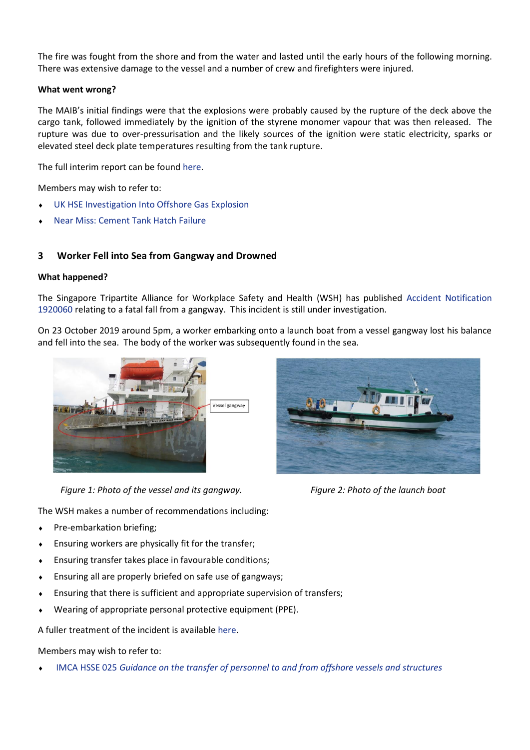The fire was fought from the shore and from the water and lasted until the early hours of the following morning. There was extensive damage to the vessel and a number of crew and firefighters were injured.

**What went wrong?**

The MAIB's initial findings were that the explosions were probably caused by the rupture of the deck above the cargo tank, followed immediately by the ignition of the styrene monomer vapour that was then released. The rupture was due to over-pressurisation and the likely sources of the ignition were static electricity, sparks or elevated steel deck plate temperatures resulting from the tank rupture.

The full interim report can be found here.

Members may wish to refer to:

- UK HSE Investigation Into Offshore Gas Explosion
- Near Miss: Cement Tank Hatch Failure

## 3 Worker Fell into Sea from Gangway and Drowned

**What happened?**

The Singapore Tripartite Alliance for Workplace Safety and Health (WSH) has published Accident Notification 1920060 relating to a fatal fall from a gangway. This incident is still under investigation.

On 23 October 2019 around 5pm, a worker embarking onto a launch boat from a vessel gangway lost his balance and fell into the sea. The body of the worker was subsequently found in the sea.

*Figure 1: Photo of the vessel and its gangway.*

*Figure 2: Photo of the launch boat*

The WSH makes a number of recommendations including:

- Pre-embarkation briefing;
- Ensuring workers are physically fit for the transfer;
- Ensuring transfer takes place in favourable conditions;
- Ensuring all are properly briefed on safe use of gangways;
- Ensuring that there is sufficient and appropriate supervision of transfers;
- Wearing of appropriate personal protective equipment (PPE).

A fuller treatment of the incident is available here.

Members may wish to refer to:

- IMCA HSSE 025 *Guidance on the transfer of personnel to and from offshore vessels and structures*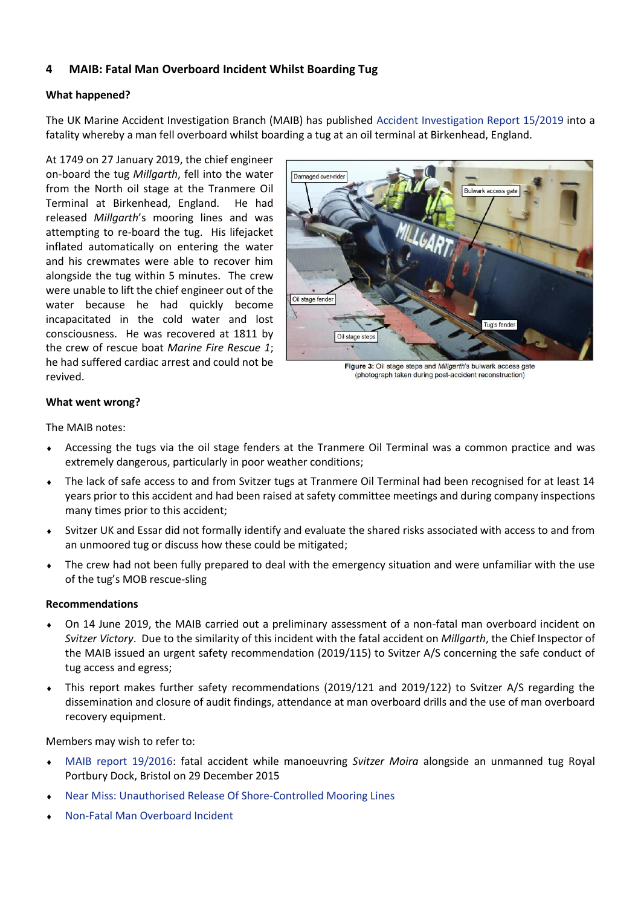## 4 MAIB: Fatal Man Overboard Incident Whilst Boarding Tug

**What happened?**

The UK Marine Accident Investigation Branch (MAIB) has published Accident Investigation Report 15/2019 into a fatality whereby a man fell overboard whilst boarding a tug at an oil terminal at Birkenhead, England.

At 1749 on 27 January 2019, the chief engineer on-board the tug *Millgarth*, fell into the water from the North oil stage at the Tranmere Oil Terminal at Birkenhead, England. He had released *Millgarth*'s mooring lines and was attempting to re-board the tug. His lifejacket inflated automatically on entering the water and his crewmates were able to recover him alongside the tug within 5 minutes. The crew were unable to lift the chief engineer out of the water because he had quickly become incapacitated in the cold water and lost consciousness. He was recovered at 1811 by the crew of rescue boat *Marine Fire Rescue 1*; he had suffered cardiac arrest and could not be revived.

**Figure 3:** Oil stage steps and *Millgarth*'s bulwark access gate (photograph taken during post-accident reconstruction)

**What went wrong?**

The MAIB notes:

- Accessing the tugs via the oil stage fenders at the Tranmere Oil Terminal was a common practice and was extremely dangerous, particularly in poor weather conditions;
- The lack of safe access to and from Svitzer tugs at Tranmere Oil Terminal had been recognised for at least 14 years prior to this accident and had been raised at safety committee meetings and during company inspections many times prior to this accident;
- Svitzer UK and Essar did not formally identify and evaluate the shared risks associated with access to and from an unmoored tug or discuss how these could be mitigated;
- The crew had not been fully prepared to deal with the emergency situation and were unfamiliar with the use of the tug's MOB rescue-sling

**Recommendations**

- On 14 June 2019, the MAIB carried out a preliminary assessment of a non-fatal man overboard incident on *Svitzer Victory*. Due to the similarity of this incident with the fatal accident on *Millgarth*, the Chief Inspector of the MAIB issued an urgent safety recommendation (2019/115) to Svitzer A/S concerning the safe conduct of tug access and egress;
- This report makes further safety recommendations (2019/121 and 2019/122) to Svitzer A/S regarding the dissemination and closure of audit findings, attendance at man overboard drills and the use of man overboard recovery equipment.

Members may wish to refer to:

- MAIB report 19/2016: fatal accident while manoeuvring *Svitzer Moira* alongside an unmanned tug Royal Portbury Dock, Bristol on 29 December 2015
- Near Miss: Unauthorised Release Of Shore-Controlled Mooring Lines
- Non-Fatal Man Overboard Incident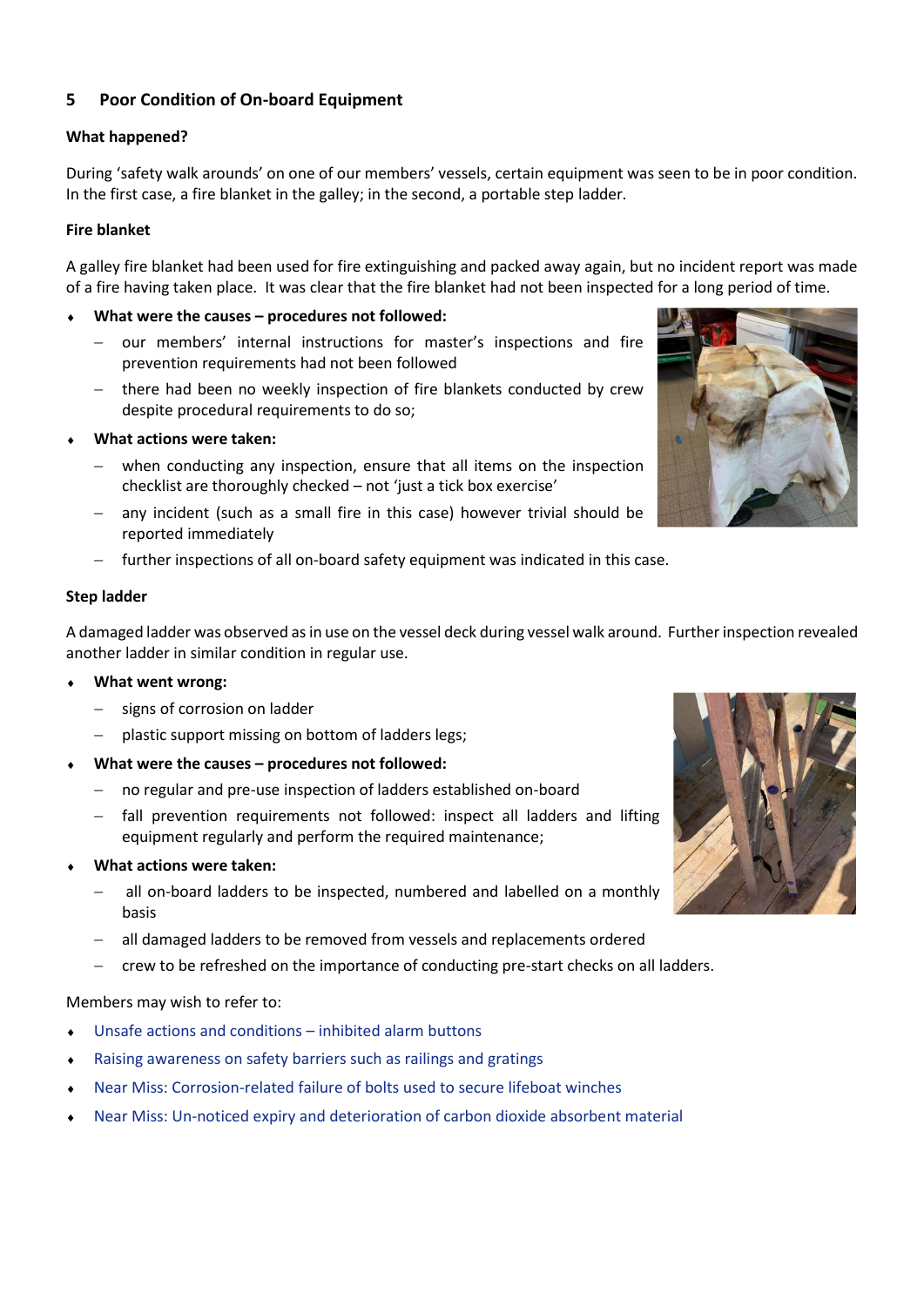## 5 Poor Condition of On-board Equipment

**What happened?**

During 'safety walk arounds' on one of our members' vessels, certain equipment was seen to be in poor condition. In the first case, a fire blanket in the galley; in the second, a portable step ladder.

**Fire blanket**

A galley fire blanket had been used for fire extinguishing and packed away again, but no incident report was made of a fire having taken place. It was clear that the fire blanket had not been inspected for a long period of time.

- **What were the causes – procedures not followed:**
  - our members' internal instructions for master's inspections and fire prevention requirements had not been followed
  - there had been no weekly inspection of fire blankets conducted by crew despite procedural requirements to do so;
- **What actions were taken:**
  - when conducting any inspection, ensure that all items on the inspection checklist are thoroughly checked – not 'just a tick box exercise'
  - any incident (such as a small fire in this case) however trivial should be reported immediately
  - further inspections of all on-board safety equipment was indicated in this case.

**Step ladder**

A damaged ladder was observed as in use on the vessel deck during vessel walk around. Further inspection revealed another ladder in similar condition in regular use.

- **What went wrong:**
  - signs of corrosion on ladder
  - plastic support missing on bottom of ladders legs;
- **What were the causes – procedures not followed:**
  - no regular and pre-use inspection of ladders established on-board
  - fall prevention requirements not followed: inspect all ladders and lifting equipment regularly and perform the required maintenance;
- **What actions were taken:**
  - all on-board ladders to be inspected, numbered and labelled on a monthly basis
  - all damaged ladders to be removed from vessels and replacements ordered
  - crew to be refreshed on the importance of conducting pre-start checks on all ladders.

Members may wish to refer to:

- Unsafe actions and conditions – inhibited alarm buttons
- Raising awareness on safety barriers such as railings and gratings
- Near Miss: Corrosion-related failure of bolts used to secure lifeboat winches
- Near Miss: Un-noticed expiry and deterioration of carbon dioxide absorbent material